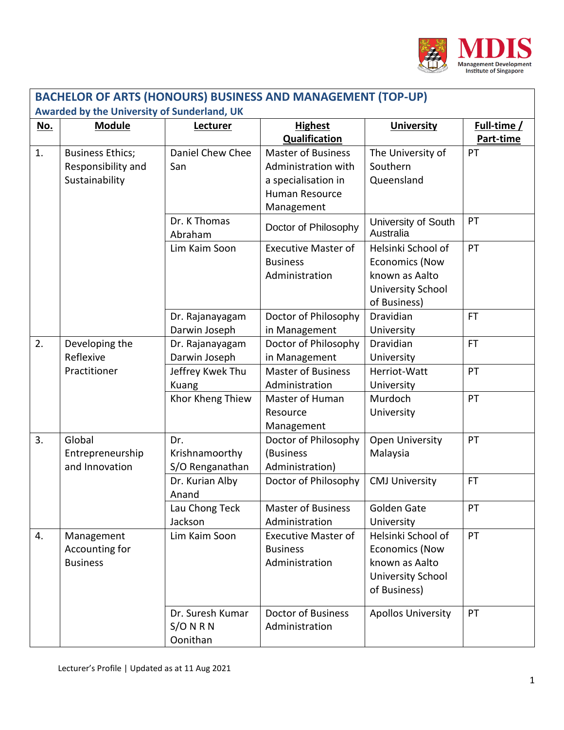## BACHELOR OF ARTS (HONOURS) BUSINESS AND MANAGEMENT (TOP-UP)

**Awarded by the University of Sunderland, UK**

| No. | Module | Lecturer | Highest Qualification | University | Full-time / Part-time |
|---|---|---|---|---|---|
| 1. | Business Ethics; Responsibility and Sustainability | Daniel Chew Chee San | Master of Business Administration with a specialisation in Human Resource Management | The University of Southern Queensland | PT |
| | | Dr. K Thomas Abraham | Doctor of Philosophy | University of South Australia | PT |
| | | Lim Kaim Soon | Executive Master of Business Administration | Helsinki School of Economics (Now known as Aalto University School of Business) | PT |
| | | Dr. Rajanayagam Darwin Joseph | Doctor of Philosophy in Management | Dravidian University | FT |
| 2. | Developing the Reflexive Practitioner | Dr. Rajanayagam Darwin Joseph | Doctor of Philosophy in Management | Dravidian University | FT |
| | | Jeffrey Kwek Thu Kuang | Master of Business Administration | Herriot-Watt University | PT |
| | | Khor Kheng Thiew | Master of Human Resource Management | Murdoch University | PT |
| 3. | Global Entrepreneurship and Innovation | Dr. Krishnamoorthy S/O Renganathan | Doctor of Philosophy (Business Administration) | Open University Malaysia | PT |
| | | Dr. Kurian Alby Anand | Doctor of Philosophy | CMJ University | FT |
| | | Lau Chong Teck Jackson | Master of Business Administration | Golden Gate University | PT |
| 4. | Management Accounting for Business | Lim Kaim Soon | Executive Master of Business Administration | Helsinki School of Economics (Now known as Aalto University School of Business) | PT |
| | | Dr. Suresh Kumar S/O N R N Oonithan | Doctor of Business Administration | Apollos University | PT |

Lecturer's Profile | Updated as at 11 Aug 2021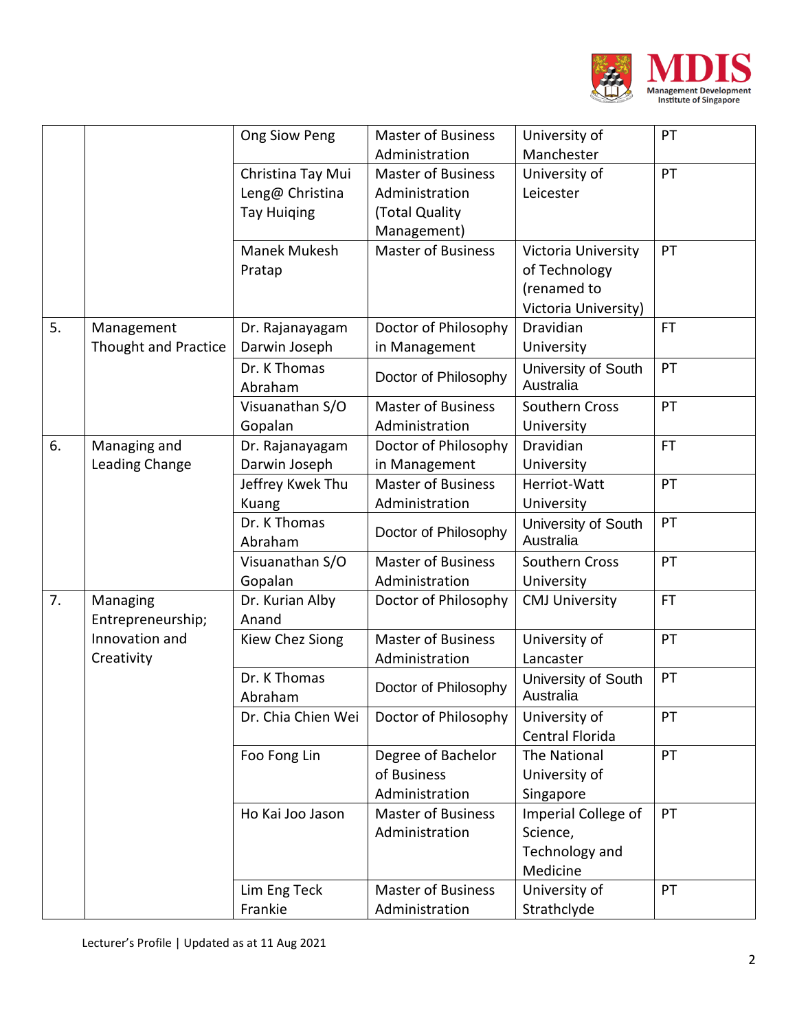| | | | | | |
|---|---|---|---|---|---|
| | | Ong Siow Peng | Master of Business Administration | University of Manchester | PT |
| | | Christina Tay Mui Leng@ Christina Tay Huiqing | Master of Business Administration (Total Quality Management) | University of Leicester | PT |
| | | Manek Mukesh Pratap | Master of Business | Victoria University of Technology (renamed to Victoria University) | PT |
| 5. | Management Thought and Practice | Dr. Rajanayagam Darwin Joseph | Doctor of Philosophy in Management | Dravidian University | FT |
| | | Dr. K Thomas Abraham | Doctor of Philosophy | University of South Australia | PT |
| | | Visuanathan S/O Gopalan | Master of Business Administration | Southern Cross University | PT |
| 6. | Managing and Leading Change | Dr. Rajanayagam Darwin Joseph | Doctor of Philosophy in Management | Dravidian University | FT |
| | | Jeffrey Kwek Thu Kuang | Master of Business Administration | Herriot-Watt University | PT |
| | | Dr. K Thomas Abraham | Doctor of Philosophy | University of South Australia | PT |
| | | Visuanathan S/O Gopalan | Master of Business Administration | Southern Cross University | PT |
| 7. | Managing Entrepreneurship; Innovation and Creativity | Dr. Kurian Alby Anand | Doctor of Philosophy | CMJ University | FT |
| | | Kiew Chez Siong | Master of Business Administration | University of Lancaster | PT |
| | | Dr. K Thomas Abraham | Doctor of Philosophy | University of South Australia | PT |
| | | Dr. Chia Chien Wei | Doctor of Philosophy | University of Central Florida | PT |
| | | Foo Fong Lin | Degree of Bachelor of Business Administration | The National University of Singapore | PT |
| | | Ho Kai Joo Jason | Master of Business Administration | Imperial College of Science, Technology and Medicine | PT |
| | | Lim Eng Teck Frankie | Master of Business Administration | University of Strathclyde | PT |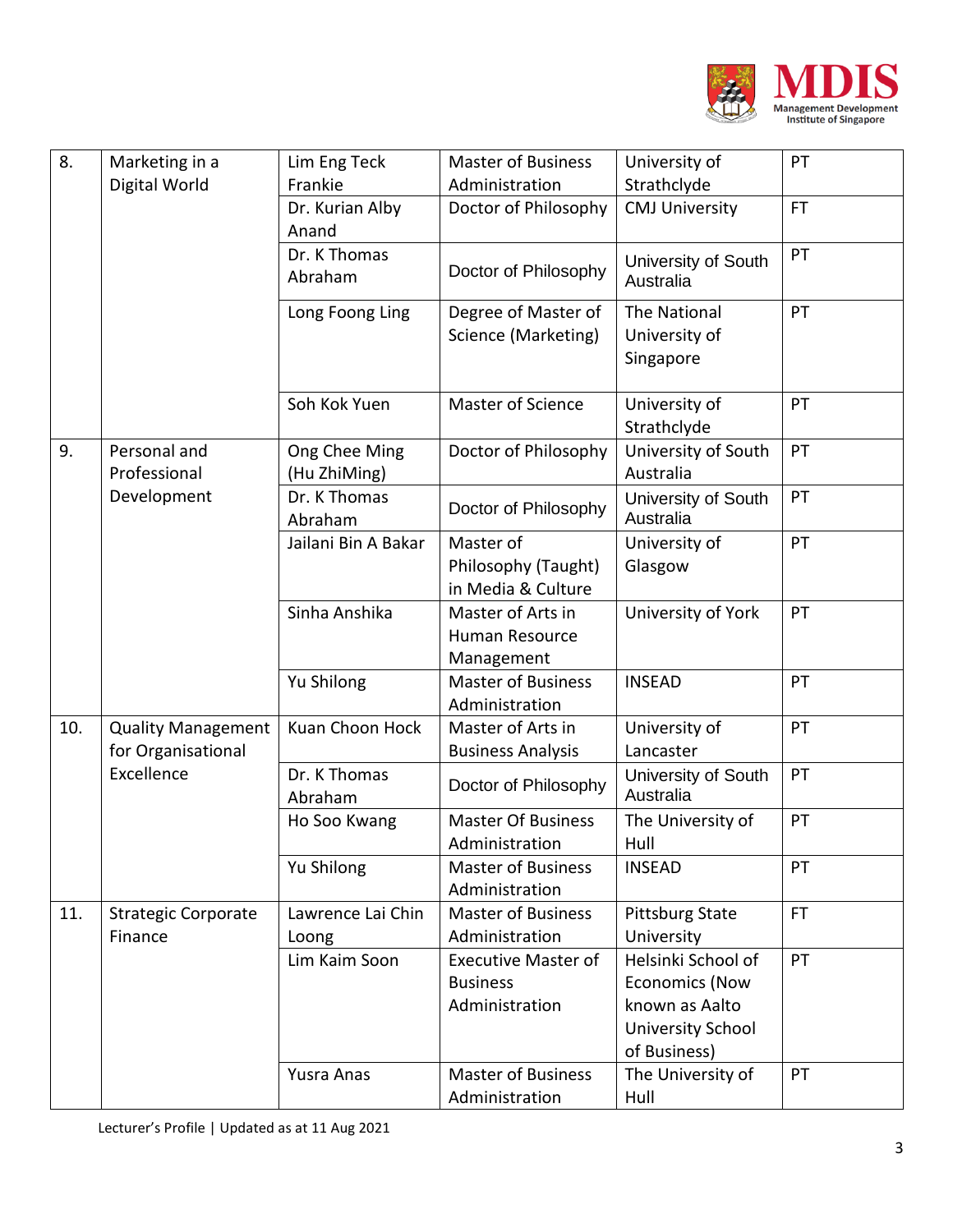| 8. | Marketing in a Digital World | Lim Eng Teck Frankie | Master of Business Administration | University of Strathclyde | PT |
|---|---|---|---|---|---|
| | | Dr. Kurian Alby Anand | Doctor of Philosophy | CMJ University | FT |
| | | Dr. K Thomas Abraham | Doctor of Philosophy | University of South Australia | PT |
| | | Long Foong Ling | Degree of Master of Science (Marketing) | The National University of Singapore | PT |
| | | Soh Kok Yuen | Master of Science | University of Strathclyde | PT |
| 9. | Personal and Professional Development | Ong Chee Ming (Hu ZhiMing) | Doctor of Philosophy | University of South Australia | PT |
| | | Dr. K Thomas Abraham | Doctor of Philosophy | University of South Australia | PT |
| | | Jailani Bin A Bakar | Master of Philosophy (Taught) in Media & Culture | University of Glasgow | PT |
| | | Sinha Anshika | Master of Arts in Human Resource Management | University of York | PT |
| | | Yu Shilong | Master of Business Administration | INSEAD | PT |
| 10. | Quality Management for Organisational Excellence | Kuan Choon Hock | Master of Arts in Business Analysis | University of Lancaster | PT |
| | | Dr. K Thomas Abraham | Doctor of Philosophy | University of South Australia | PT |
| | | Ho Soo Kwang | Master Of Business Administration | The University of Hull | PT |
| | | Yu Shilong | Master of Business Administration | INSEAD | PT |
| 11. | Strategic Corporate Finance | Lawrence Lai Chin Loong | Master of Business Administration | Pittsburg State University | FT |
| | | Lim Kaim Soon | Executive Master of Business Administration | Helsinki School of Economics (Now known as Aalto University School of Business) | PT |
| | | Yusra Anas | Master of Business Administration | The University of Hull | PT |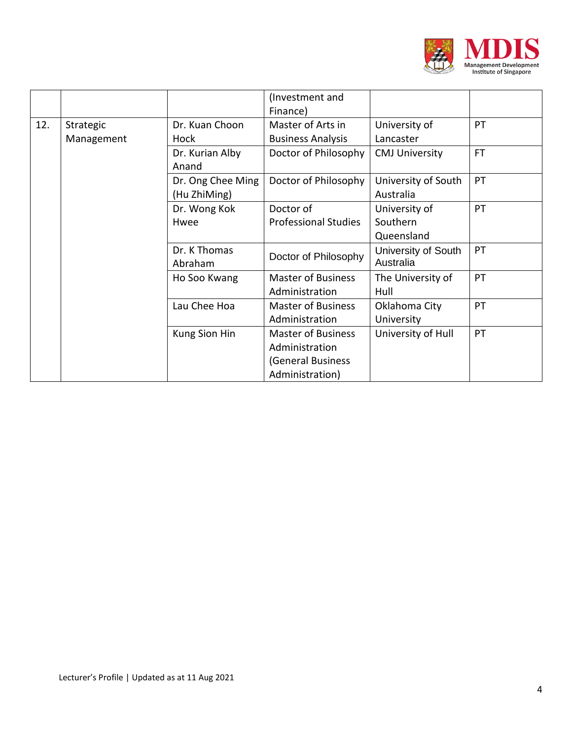| | | | | | |
|---|---|---|---|---|---|
| | | | (Investment and Finance) | | |
| 12. | Strategic Management | Dr. Kuan Choon Hock | Master of Arts in Business Analysis | University of Lancaster | PT |
| | | Dr. Kurian Alby Anand | Doctor of Philosophy | CMJ University | FT |
| | | Dr. Ong Chee Ming (Hu ZhiMing) | Doctor of Philosophy | University of South Australia | PT |
| | | Dr. Wong Kok Hwee | Doctor of Professional Studies | University of Southern Queensland | PT |
| | | Dr. K Thomas Abraham | Doctor of Philosophy | University of South Australia | PT |
| | | Ho Soo Kwang | Master of Business Administration | The University of Hull | PT |
| | | Lau Chee Hoa | Master of Business Administration | Oklahoma City University | PT |
| | | Kung Sion Hin | Master of Business Administration (General Business Administration) | University of Hull | PT |

Lecturer's Profile | Updated as at 11 Aug 2021